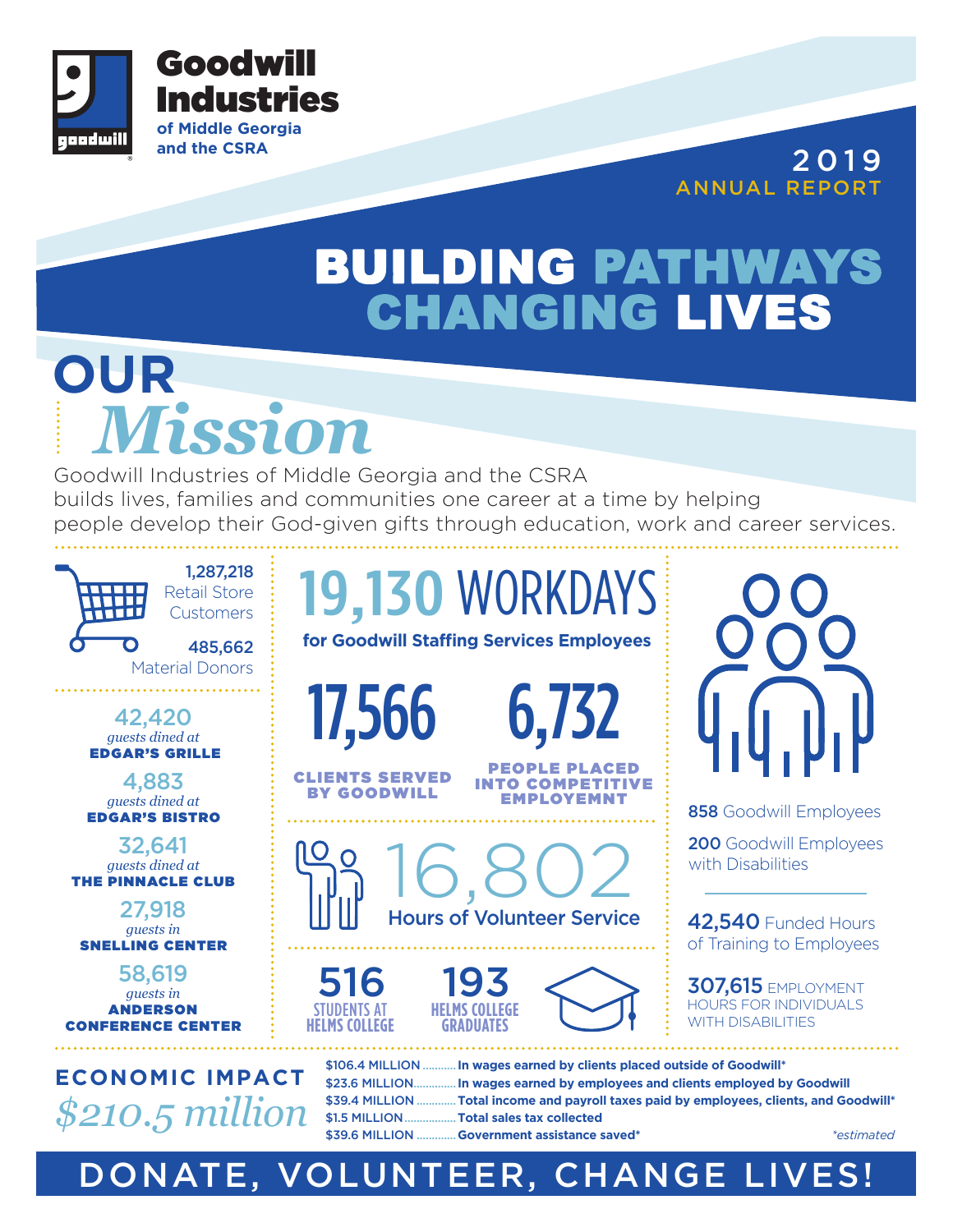# Goodwill Industries of Middle Georgia and the CSRA

## 2019 ANNUAL REPORT

# BUILDING PATHWAYS CHANGING LIVES

## OUR *Mission*

Goodwill Industries of Middle Georgia and the CSRA builds lives, families and communities one career at a time by helping people develop their God-given gifts through education, work and career services.

**1,287,218** Retail Store Customers

**485,662** Material Donors

**42,420** *guests dined at* **EDGAR'S GRILLE**

**4,883** *guests dined at* **EDGAR'S BISTRO**

**32,641** *guests dined at* **THE PINNACLE CLUB**

**27,918** *guests in* **SNELLING CENTER**

**58,619** *guests in* **ANDERSON CONFERENCE CENTER**

**19,130 WORKDAYS** for Goodwill Staffing Services Employees

**17,566** CLIENTS SERVED BY GOODWILL

**6,732** PEOPLE PLACED INTO COMPETITIVE EMPLOYEMNT

**16,802** Hours of Volunteer Service

**516** STUDENTS AT HELMS COLLEGE

**193** HELMS COLLEGE GRADUATES

**858** Goodwill Employees

**200** Goodwill Employees with Disabilities

**42,540** Funded Hours of Training to Employees

**307,615** EMPLOYMENT HOURS FOR INDIVIDUALS WITH DISABILITIES

## ECONOMIC IMPACT

## *$210.5 million*

- **$106.4 MILLION** ........... In wages earned by clients placed outside of Goodwill*
- **$23.6 MILLION** .............. In wages earned by employees and clients employed by Goodwill
- **$39.4 MILLION** ............. Total income and payroll taxes paid by employees, clients, and Goodwill*
- **$1.5 MILLION** ................ Total sales tax collected
- **$39.6 MILLION** ............. Government assistance saved*

*estimated

# DONATE, VOLUNTEER, CHANGE LIVES!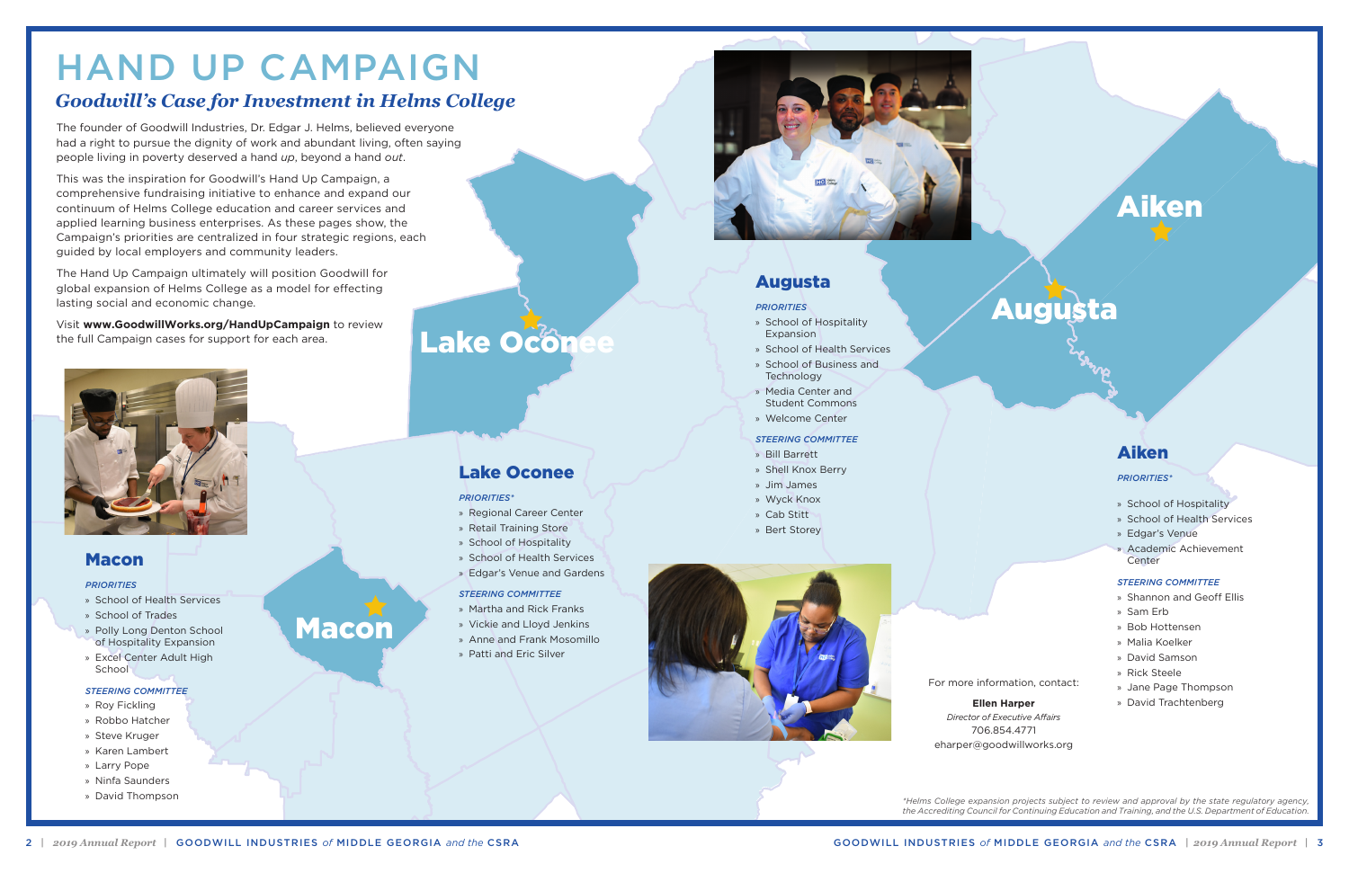# HAND UP CAMPAIGN

## *Goodwill's Case for Investment in Helms College*

The founder of Goodwill Industries, Dr. Edgar J. Helms, believed everyone had a right to pursue the dignity of work and abundant living, often saying people living in poverty deserved a hand *up*, beyond a hand *out*.

This was the inspiration for Goodwill's Hand Up Campaign, a comprehensive fundraising initiative to enhance and expand our continuum of Helms College education and career services and applied learning business enterprises. As these pages show, the Campaign's priorities are centralized in four strategic regions, each guided by local employers and community leaders.

The Hand Up Campaign ultimately will position Goodwill for global expansion of Helms College as a model for effecting lasting social and economic change.

Visit **www.GoodwillWorks.org/HandUpCampaign** to review the full Campaign cases for support for each area.

### Macon

*PRIORITIES*

- School of Health Services
- School of Trades
- Polly Long Denton School of Hospitality Expansion
- Excel Center Adult High School

*STEERING COMMITTEE*

- Roy Fickling
- Robbo Hatcher
- Steve Kruger
- Karen Lambert
- Larry Pope
- Ninfa Saunders
- David Thompson

### Lake Oconee

*PRIORITIES**

- Regional Career Center
- Retail Training Store
- School of Hospitality
- School of Health Services
- Edgar's Venue and Gardens

*STEERING COMMITTEE*

- Martha and Rick Franks
- Vickie and Lloyd Jenkins
- Anne and Frank Mosomillo
- Patti and Eric Silver

### Augusta

*PRIORITIES*

- School of Hospitality Expansion
- School of Health Services
- School of Business and Technology
- Media Center and Student Commons
- Welcome Center

*STEERING COMMITTEE*

- Bill Barrett
- Shell Knox Berry
- Jim James
- Wyck Knox
- Cab Stitt
- Bert Storey

### Aiken

*PRIORITIES**

- School of Hospitality
- School of Health Services
- Edgar's Venue
- Academic Achievement Center

*STEERING COMMITTEE*

- Shannon and Geoff Ellis
- Sam Erb
- Bob Hottensen
- Malia Koelker
- David Samson
- Rick Steele
- Jane Page Thompson
- David Trachtenberg

For more information, contact:

**Ellen Harper**
*Director of Executive Affairs*
706.854.4771
eharper@goodwillworks.org

*\*Helms College expansion projects subject to review and approval by the state regulatory agency, the Accrediting Council for Continuing Education and Training, and the U.S. Department of Education.*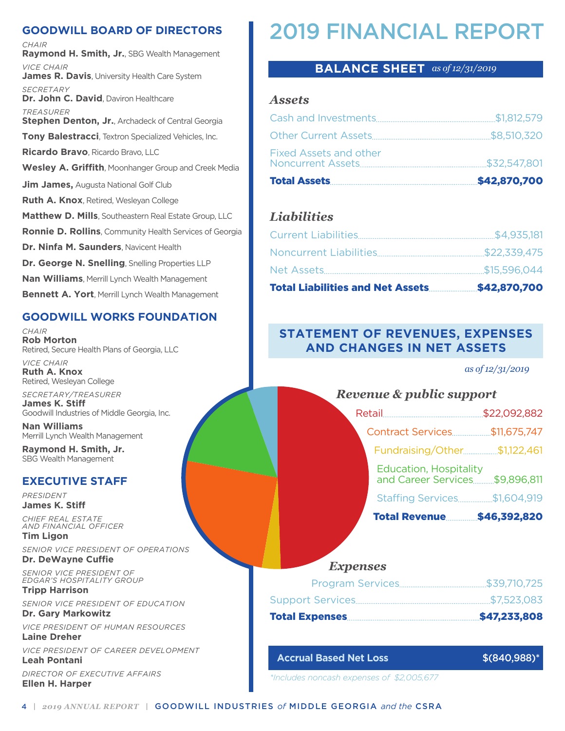## GOODWILL BOARD OF DIRECTORS

*CHAIR*
**Raymond H. Smith, Jr.**, SBG Wealth Management

*VICE CHAIR*
**James R. Davis**, University Health Care System

*SECRETARY*
**Dr. John C. David**, Daviron Healthcare

*TREASURER*
**Stephen Denton, Jr.**, Archadeck of Central Georgia

**Tony Balestracci**, Textron Specialized Vehicles, Inc.

**Ricardo Bravo**, Ricardo Bravo, LLC

**Wesley A. Griffith**, Moonhanger Group and Creek Media

**Jim James,** Augusta National Golf Club

**Ruth A. Knox**, Retired, Wesleyan College

**Matthew D. Mills**, Southeastern Real Estate Group, LLC

**Ronnie D. Rollins**, Community Health Services of Georgia

**Dr. Ninfa M. Saunders**, Navicent Health

**Dr. George N. Snelling**, Snelling Properties LLP

**Nan Williams**, Merrill Lynch Wealth Management

**Bennett A. Yort**, Merrill Lynch Wealth Management

## GOODWILL WORKS FOUNDATION

*CHAIR*
**Rob Morton**
Retired, Secure Health Plans of Georgia, LLC

*VICE CHAIR*
**Ruth A. Knox**
Retired, Wesleyan College

*SECRETARY/TREASURER*
**James K. Stiff**
Goodwill Industries of Middle Georgia, Inc.

**Nan Williams**
Merrill Lynch Wealth Management

**Raymond H. Smith, Jr.**
SBG Wealth Management

## EXECUTIVE STAFF

*PRESIDENT*
**James K. Stiff**

*CHIEF REAL ESTATE AND FINANCIAL OFFICER*
**Tim Ligon**

*SENIOR VICE PRESIDENT OF OPERATIONS*
**Dr. DeWayne Cuffie**

*SENIOR VICE PRESIDENT OF EDGAR'S HOSPITALITY GROUP*
**Tripp Harrison**

*SENIOR VICE PRESIDENT OF EDUCATION*
**Dr. Gary Markowitz**

*VICE PRESIDENT OF HUMAN RESOURCES*
**Laine Dreher**

*VICE PRESIDENT OF CAREER DEVELOPMENT*
**Leah Pontani**

*DIRECTOR OF EXECUTIVE AFFAIRS*
**Ellen H. Harper**

# 2019 FINANCIAL REPORT

## BALANCE SHEET *as of 12/31/2019*

### *Assets*

| | |
|---|---|
| Cash and Investments | $1,812,579 |
| Other Current Assets | $8,510,320 |
| Fixed Assets and other Noncurrent Assets | $32,547,801 |
| **Total Assets** | **$42,870,700** |

### *Liabilities*

| | |
|---|---|
| Current Liabilities | $4,935,181 |
| Noncurrent Liabilities | $22,339,475 |
| Net Assets | $15,596,044 |
| **Total Liabilities and Net Assets** | **$42,870,700** |

## STATEMENT OF REVENUES, EXPENSES AND CHANGES IN NET ASSETS

*as of 12/31/2019*

### *Revenue & public support*

| | |
|---|---|
| Retail | $22,092,882 |
| Contract Services | $11,675,747 |
| Fundraising/Other | $1,122,461 |
| Education, Hospitality and Career Services | $9,896,811 |
| Staffing Services | $1,604,919 |
| **Total Revenue** | **$46,392,820** |

### *Expenses*

| | |
|---|---|
| Program Services | $39,710,725 |
| Support Services | $7,523,083 |
| **Total Expenses** | **$47,233,808** |

| | |
|---|---|
| **Accrual Based Net Loss** | **$(840,988)*** |

*\*Includes noncash expenses of $2,005,677*